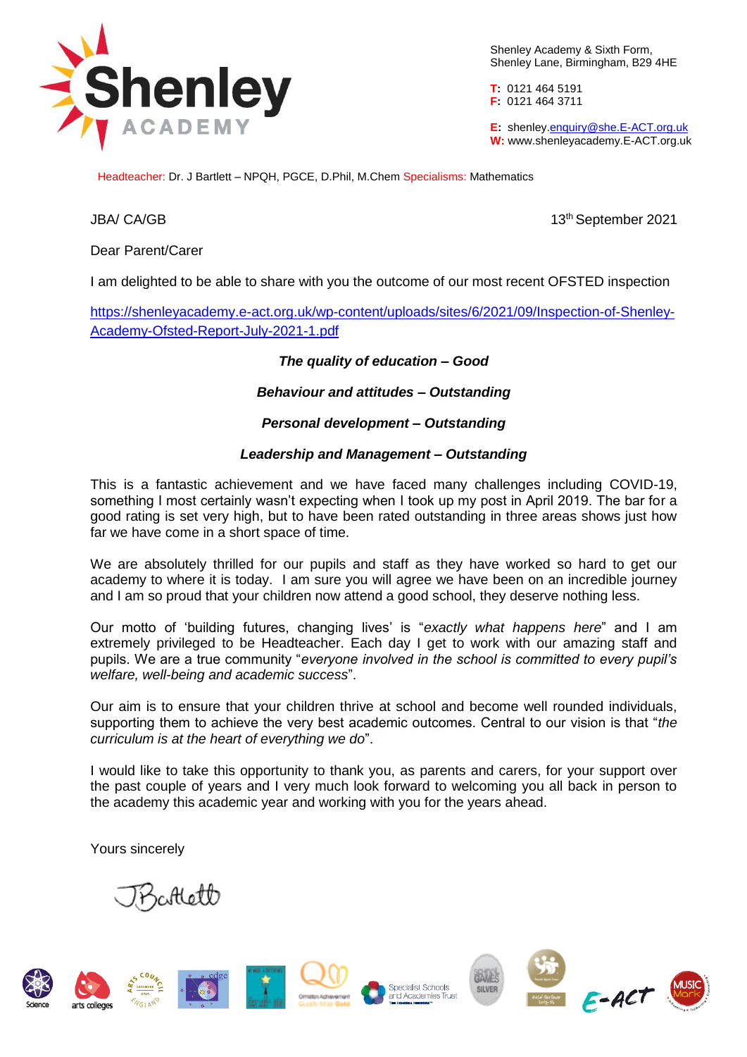Shenley Academy & Sixth Form,
Shenley Lane, Birmingham, B29 4HE

**T:** 0121 464 5191
**F:** 0121 464 3711

**E:** shenley.enquiry@she.E-ACT.org.uk
**W:** www.shenleyacademy.E-ACT.org.uk

Headteacher: Dr. J Bartlett – NPQH, PGCE, D.Phil, M.Chem Specialisms: Mathematics

JBA/ CA/GB

13th September 2021

Dear Parent/Carer

I am delighted to be able to share with you the outcome of our most recent OFSTED inspection

https://shenleyacademy.e-act.org.uk/wp-content/uploads/sites/6/2021/09/Inspection-of-Shenley-Academy-Ofsted-Report-July-2021-1.pdf

***The quality of education – Good***

***Behaviour and attitudes – Outstanding***

***Personal development – Outstanding***

***Leadership and Management – Outstanding***

This is a fantastic achievement and we have faced many challenges including COVID-19, something I most certainly wasn't expecting when I took up my post in April 2019. The bar for a good rating is set very high, but to have been rated outstanding in three areas shows just how far we have come in a short space of time.

We are absolutely thrilled for our pupils and staff as they have worked so hard to get our academy to where it is today. I am sure you will agree we have been on an incredible journey and I am so proud that your children now attend a good school, they deserve nothing less.

Our motto of 'building futures, changing lives' is "*exactly what happens here*" and I am extremely privileged to be Headteacher. Each day I get to work with our amazing staff and pupils. We are a true community "*everyone involved in the school is committed to every pupil's welfare, well-being and academic success*".

Our aim is to ensure that your children thrive at school and become well rounded individuals, supporting them to achieve the very best academic outcomes. Central to our vision is that "*the curriculum is at the heart of everything we do*".

I would like to take this opportunity to thank you, as parents and carers, for your support over the past couple of years and I very much look forward to welcoming you all back in person to the academy this academic year and working with you for the years ahead.

Yours sincerely

J Bartlett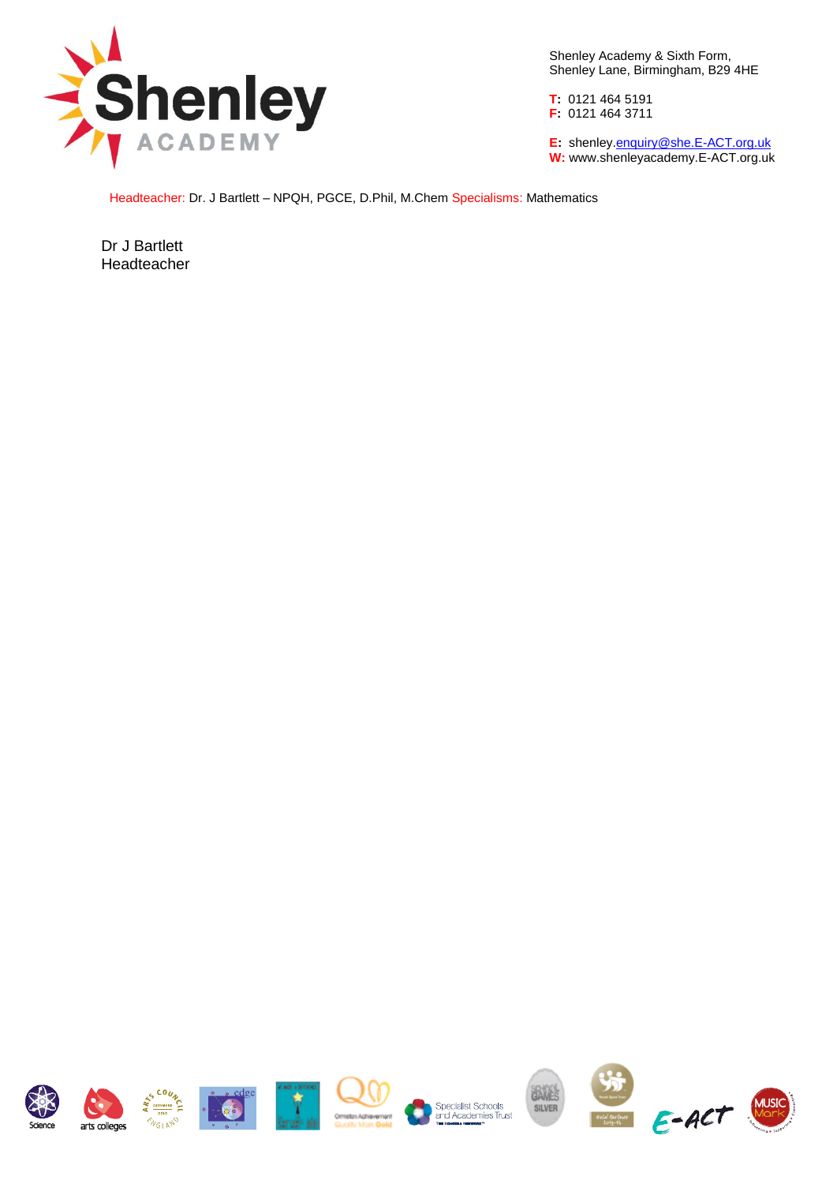Shenley Academy & Sixth Form,
Shenley Lane, Birmingham, B29 4HE

**T:** 0121 464 5191
**F:** 0121 464 3711

**E:** shenley.enquiry@she.E-ACT.org.uk
**W:** www.shenleyacademy.E-ACT.org.uk

Headteacher: Dr. J Bartlett – NPQH, PGCE, D.Phil, M.Chem Specialisms: Mathematics

Dr J Bartlett
Headteacher